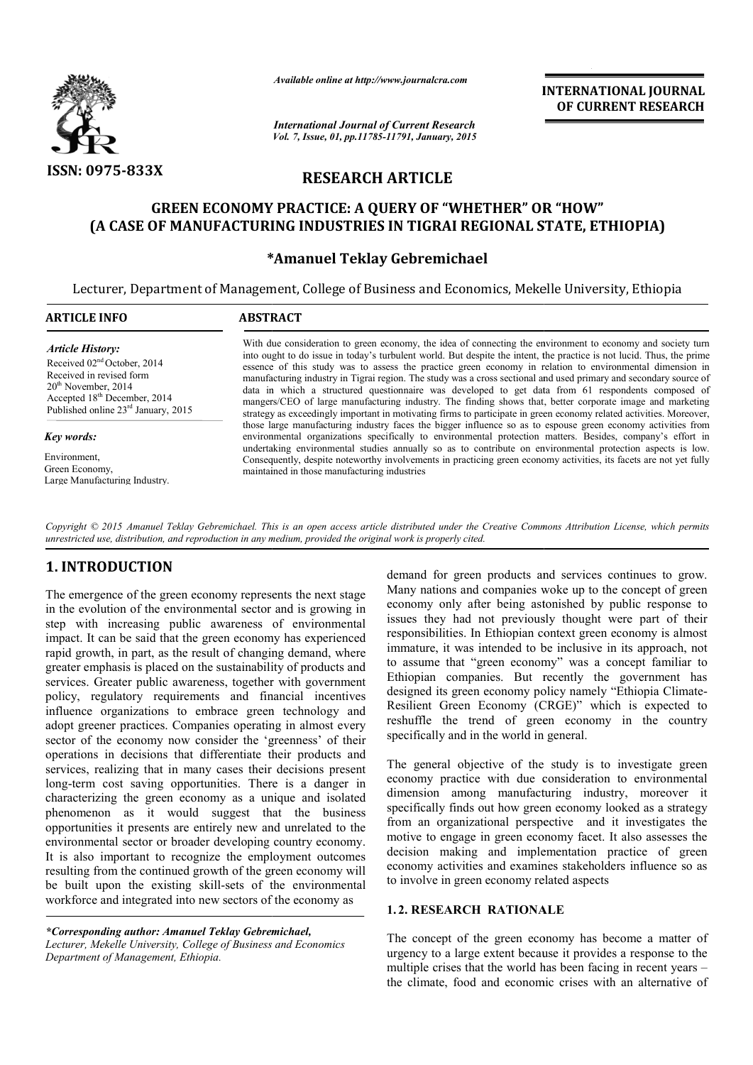# RESEARCH ARTICLE

## GREEN ECONOMY PRACTICE: A QUERY OF "WHETHER" OR "HOW" (A CASE OF MANUFACTURING INDUSTRIES IN TIGRAI REGIONAL STATE, ETHIOPIA)

**\*Amanuel Teklay Gebremichael**

Lecturer, Department of Management, College of Business and Economics, Mekelle University, Ethiopia

**ARTICLE INFO**

*Article History:*

Received 02[nd] October, 2014
Received in revised form
20[th] November, 2014
Accepted 18[th] December, 2014
Published online 23[rd] January, 2015

*Key words:*

Environment,
Green Economy,
Large Manufacturing Industry.

**ABSTRACT**

With due consideration to green economy, the idea of connecting the environment to economy and society turn into ought to do issue in today's turbulent world. But despite the intent, the practice is not lucid. Thus, the prime essence of this study was to assess the practice green economy in relation to environmental dimension in manufacturing industry in Tigrai region. The study was a cross sectional and used primary and secondary source of data in which a structured questionnaire was developed to get data from 61 respondents composed of mangers/CEO of large manufacturing industry. The finding shows that, better corporate image and marketing strategy as exceedingly important in motivating firms to participate in green economy related activities. Moreover, those large manufacturing industry faces the bigger influence so as to espouse green economy activities from environmental organizations specifically to environmental protection matters. Besides, company's effort in undertaking environmental studies annually so as to contribute on environmental protection aspects is low. Consequently, despite noteworthy involvements in practicing green economy activities, its facets are not yet fully maintained in those manufacturing industries

*Copyright © 2015 Amanuel Teklay Gebremichael. This is an open access article distributed under the Creative Commons Attribution License, which permits unrestricted use, distribution, and reproduction in any medium, provided the original work is properly cited.*

## 1. INTRODUCTION

The emergence of the green economy represents the next stage in the evolution of the environmental sector and is growing in step with increasing public awareness of environmental impact. It can be said that the green economy has experienced rapid growth, in part, as the result of changing demand, where greater emphasis is placed on the sustainability of products and services. Greater public awareness, together with government policy, regulatory requirements and financial incentives influence organizations to embrace green technology and adopt greener practices. Companies operating in almost every sector of the economy now consider the 'greenness' of their operations in decisions that differentiate their products and services, realizing that in many cases their decisions present long-term cost saving opportunities. There is a danger in characterizing the green economy as a unique and isolated phenomenon as it would suggest that the business opportunities it presents are entirely new and unrelated to the environmental sector or broader developing country economy. It is also important to recognize the employment outcomes resulting from the continued growth of the green economy will be built upon the existing skill-sets of the environmental workforce and integrated into new sectors of the economy as demand for green products and services continues to grow. Many nations and companies woke up to the concept of green economy only after being astonished by public response to issues they had not previously thought were part of their responsibilities. In Ethiopian context green economy is almost immature, it was intended to be inclusive in its approach, not to assume that "green economy" was a concept familiar to Ethiopian companies. But recently the government has designed its green economy policy namely "Ethiopia Climate-Resilient Green Economy (CRGE)" which is expected to reshuffle the trend of green economy in the country specifically and in the world in general.

The general objective of the study is to investigate green economy practice with due consideration to environmental dimension among manufacturing industry, moreover it specifically finds out how green economy looked as a strategy from an organizational perspective and it investigates the motive to engage in green economy facet. It also assesses the decision making and implementation practice of green economy activities and examines stakeholders influence so as to involve in green economy related aspects

### 1. 2. RESEARCH RATIONALE

The concept of the green economy has become a matter of urgency to a large extent because it provides a response to the multiple crises that the world has been facing in recent years – the climate, food and economic crises with an alternative of

*\*Corresponding author: Amanuel Teklay Gebremichael,*
*Lecturer, Mekelle University, College of Business and Economics Department of Management, Ethiopia.*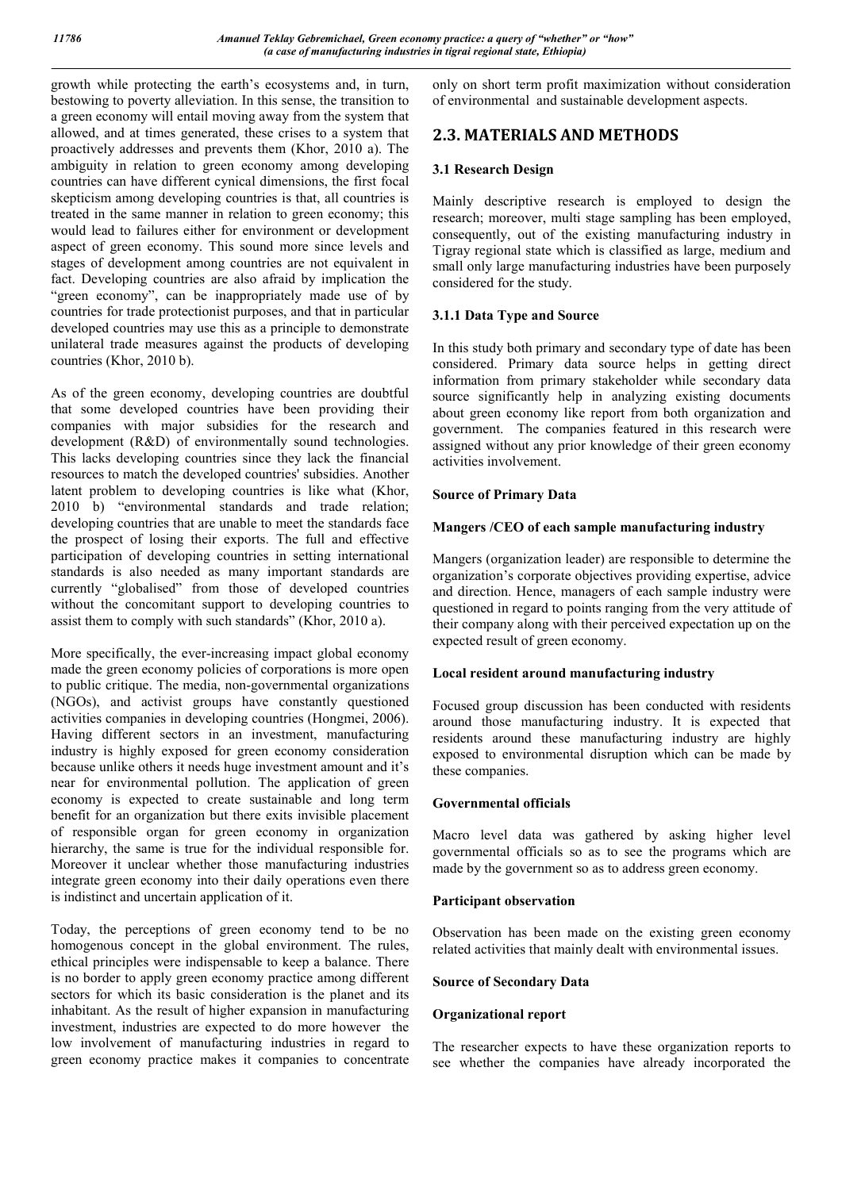growth while protecting the earth's ecosystems and, in turn, bestowing to poverty alleviation. In this sense, the transition to a green economy will entail moving away from the system that allowed, and at times generated, these crises to a system that proactively addresses and prevents them (Khor, 2010 a). The ambiguity in relation to green economy among developing countries can have different cynical dimensions, the first focal skepticism among developing countries is that, all countries is treated in the same manner in relation to green economy; this would lead to failures either for environment or development aspect of green economy. This sound more since levels and stages of development among countries are not equivalent in fact. Developing countries are also afraid by implication the "green economy", can be inappropriately made use of by countries for trade protectionist purposes, and that in particular developed countries may use this as a principle to demonstrate unilateral trade measures against the products of developing countries (Khor, 2010 b).

As of the green economy, developing countries are doubtful that some developed countries have been providing their companies with major subsidies for the research and development (R&D) of environmentally sound technologies. This lacks developing countries since they lack the financial resources to match the developed countries' subsidies. Another latent problem to developing countries is like what (Khor, 2010 b) "environmental standards and trade relation; developing countries that are unable to meet the standards face the prospect of losing their exports. The full and effective participation of developing countries in setting international standards is also needed as many important standards are currently "globalised" from those of developed countries without the concomitant support to developing countries to assist them to comply with such standards" (Khor, 2010 a).

More specifically, the ever-increasing impact global economy made the green economy policies of corporations is more open to public critique. The media, non-governmental organizations (NGOs), and activist groups have constantly questioned activities companies in developing countries (Hongmei, 2006). Having different sectors in an investment, manufacturing industry is highly exposed for green economy consideration because unlike others it needs huge investment amount and it's near for environmental pollution. The application of green economy is expected to create sustainable and long term benefit for an organization but there exits invisible placement of responsible organ for green economy in organization hierarchy, the same is true for the individual responsible for. Moreover it unclear whether those manufacturing industries integrate green economy into their daily operations even there is indistinct and uncertain application of it.

Today, the perceptions of green economy tend to be no homogenous concept in the global environment. The rules, ethical principles were indispensable to keep a balance. There is no border to apply green economy practice among different sectors for which its basic consideration is the planet and its inhabitant. As the result of higher expansion in manufacturing investment, industries are expected to do more however the low involvement of manufacturing industries in regard to green economy practice makes it companies to concentrate only on short term profit maximization without consideration of environmental and sustainable development aspects.

## 2.3. MATERIALS AND METHODS

### 3.1 Research Design

Mainly descriptive research is employed to design the research; moreover, multi stage sampling has been employed, consequently, out of the existing manufacturing industry in Tigray regional state which is classified as large, medium and small only large manufacturing industries have been purposely considered for the study.

#### 3.1.1 Data Type and Source

In this study both primary and secondary type of date has been considered. Primary data source helps in getting direct information from primary stakeholder while secondary data source significantly help in analyzing existing documents about green economy like report from both organization and government. The companies featured in this research were assigned without any prior knowledge of their green economy activities involvement.

**Source of Primary Data**

**Mangers /CEO of each sample manufacturing industry**

Mangers (organization leader) are responsible to determine the organization's corporate objectives providing expertise, advice and direction. Hence, managers of each sample industry were questioned in regard to points ranging from the very attitude of their company along with their perceived expectation up on the expected result of green economy.

**Local resident around manufacturing industry**

Focused group discussion has been conducted with residents around those manufacturing industry. It is expected that residents around these manufacturing industry are highly exposed to environmental disruption which can be made by these companies.

**Governmental officials**

Macro level data was gathered by asking higher level governmental officials so as to see the programs which are made by the government so as to address green economy.

**Participant observation**

Observation has been made on the existing green economy related activities that mainly dealt with environmental issues.

**Source of Secondary Data**

**Organizational report**

The researcher expects to have these organization reports to see whether the companies have already incorporated the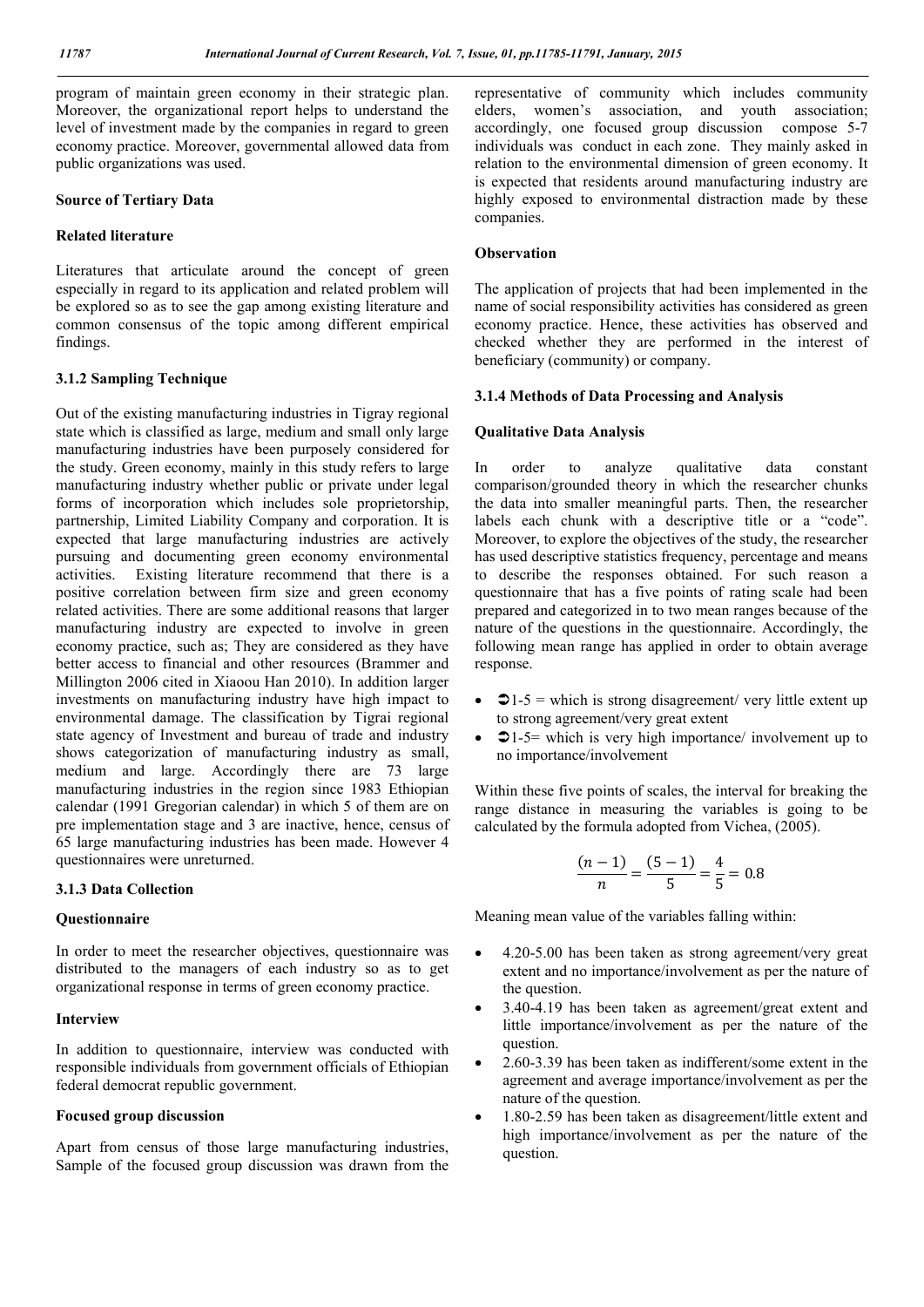program of maintain green economy in their strategic plan. Moreover, the organizational report helps to understand the level of investment made by the companies in regard to green economy practice. Moreover, governmental allowed data from public organizations was used.

**Source of Tertiary Data**

**Related literature**

Literatures that articulate around the concept of green especially in regard to its application and related problem will be explored so as to see the gap among existing literature and common consensus of the topic among different empirical findings.

### 3.1.2 Sampling Technique

Out of the existing manufacturing industries in Tigray regional state which is classified as large, medium and small only large manufacturing industries have been purposely considered for the study. Green economy, mainly in this study refers to large manufacturing industry whether public or private under legal forms of incorporation which includes sole proprietorship, partnership, Limited Liability Company and corporation. It is expected that large manufacturing industries are actively pursuing and documenting green economy environmental activities. Existing literature recommend that there is a positive correlation between firm size and green economy related activities. There are some additional reasons that larger manufacturing industry are expected to involve in green economy practice, such as; They are considered as they have better access to financial and other resources (Brammer and Millington 2006 cited in Xiaoou Han 2010). In addition larger investments on manufacturing industry have high impact to environmental damage. The classification by Tigrai regional state agency of Investment and bureau of trade and industry shows categorization of manufacturing industry as small, medium and large. Accordingly there are 73 large manufacturing industries in the region since 1983 Ethiopian calendar (1991 Gregorian calendar) in which 5 of them are on pre implementation stage and 3 are inactive, hence, census of 65 large manufacturing industries has been made. However 4 questionnaires were unreturned.

### 3.1.3 Data Collection

**Questionnaire**

In order to meet the researcher objectives, questionnaire was distributed to the managers of each industry so as to get organizational response in terms of green economy practice.

**Interview**

In addition to questionnaire, interview was conducted with responsible individuals from government officials of Ethiopian federal democrat republic government.

**Focused group discussion**

Apart from census of those large manufacturing industries, Sample of the focused group discussion was drawn from the representative of community which includes community elders, women's association, and youth association; accordingly, one focused group discussion compose 5-7 individuals was conduct in each zone. They mainly asked in relation to the environmental dimension of green economy. It is expected that residents around manufacturing industry are highly exposed to environmental distraction made by these companies.

**Observation**

The application of projects that had been implemented in the name of social responsibility activities has considered as green economy practice. Hence, these activities has observed and checked whether they are performed in the interest of beneficiary (community) or company.

### 3.1.4 Methods of Data Processing and Analysis

**Qualitative Data Analysis**

In order to analyze qualitative data constant comparison/grounded theory in which the researcher chunks the data into smaller meaningful parts. Then, the researcher labels each chunk with a descriptive title or a "code". Moreover, to explore the objectives of the study, the researcher has used descriptive statistics frequency, percentage and means to describe the responses obtained. For such reason a questionnaire that has a five points of rating scale had been prepared and categorized in to two mean ranges because of the nature of the questions in the questionnaire. Accordingly, the following mean range has applied in order to obtain average response.

- ➲1-5 = which is strong disagreement/ very little extent up to strong agreement/very great extent
- ➲1-5= which is very high importance/ involvement up to no importance/involvement

Within these five points of scales, the interval for breaking the range distance in measuring the variables is going to be calculated by the formula adopted from Vichea, (2005).

$$\frac{(n-1)}{n} = \frac{(5-1)}{5} = \frac{4}{5} = 0.8$$

Meaning mean value of the variables falling within:

- 4.20-5.00 has been taken as strong agreement/very great extent and no importance/involvement as per the nature of the question.
- 3.40-4.19 has been taken as agreement/great extent and little importance/involvement as per the nature of the question.
- 2.60-3.39 has been taken as indifferent/some extent in the agreement and average importance/involvement as per the nature of the question.
- 1.80-2.59 has been taken as disagreement/little extent and high importance/involvement as per the nature of the question.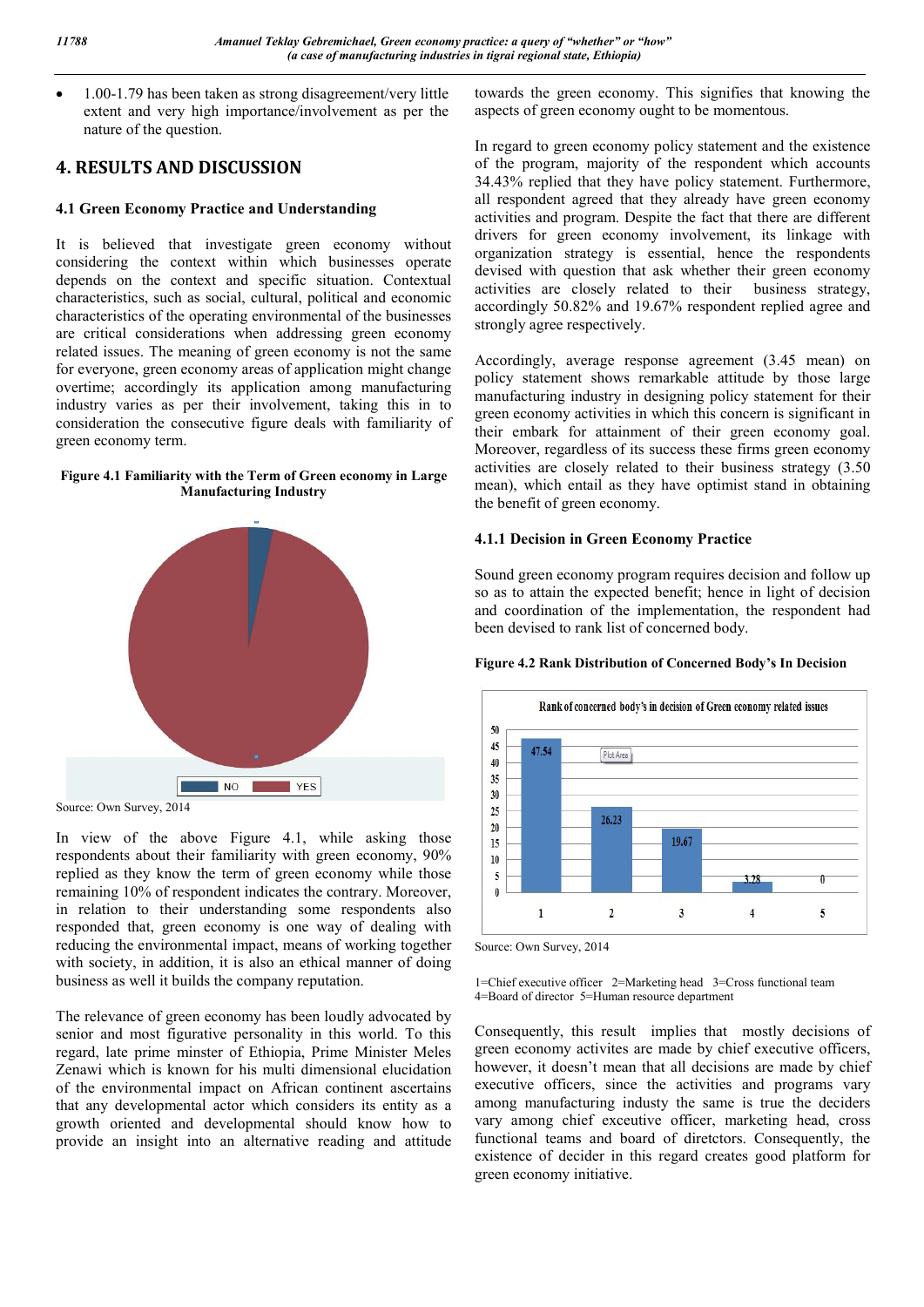- 1.00-1.79 has been taken as strong disagreement/very little extent and very high importance/involvement as per the nature of the question.

# 4. RESULTS AND DISCUSSION

## 4.1 Green Economy Practice and Understanding

It is believed that investigate green economy without considering the context within which businesses operate depends on the context and specific situation. Contextual characteristics, such as social, cultural, political and economic characteristics of the operating environmental of the businesses are critical considerations when addressing green economy related issues. The meaning of green economy is not the same for everyone, green economy areas of application might change overtime; accordingly its application among manufacturing industry varies as per their involvement, taking this in to consideration the consecutive figure deals with familiarity of green economy term.

**Figure 4.1 Familiarity with the Term of Green economy in Large Manufacturing Industry**

NO YES

Source: Own Survey, 2014

In view of the above Figure 4.1, while asking those respondents about their familiarity with green economy, 90% replied as they know the term of green economy while those remaining 10% of respondent indicates the contrary. Moreover, in relation to their understanding some respondents also responded that, green economy is one way of dealing with reducing the environmental impact, means of working together with society, in addition, it is also an ethical manner of doing business as well it builds the company reputation.

The relevance of green economy has been loudly advocated by senior and most figurative personality in this world. To this regard, late prime minster of Ethiopia, Prime Minister Meles Zenawi which is known for his multi dimensional elucidation of the environmental impact on African continent ascertains that any developmental actor which considers its entity as a growth oriented and developmental should know how to provide an insight into an alternative reading and attitude towards the green economy. This signifies that knowing the aspects of green economy ought to be momentous.

In regard to green economy policy statement and the existence of the program, majority of the respondent which accounts 34.43% replied that they have policy statement. Furthermore, all respondent agreed that they already have green economy activities and program. Despite the fact that there are different drivers for green economy involvement, its linkage with organization strategy is essential, hence the respondents devised with question that ask whether their green economy activities are closely related to their business strategy, accordingly 50.82% and 19.67% respondent replied agree and strongly agree respectively.

Accordingly, average response agreement (3.45 mean) on policy statement shows remarkable attitude by those large manufacturing industry in designing policy statement for their green economy activities in which this concern is significant in their embark for attainment of their green economy goal. Moreover, regardless of its success these firms green economy activities are closely related to their business strategy (3.50 mean), which entail as they have optimist stand in obtaining the benefit of green economy.

### 4.1.1 Decision in Green Economy Practice

Sound green economy program requires decision and follow up so as to attain the expected benefit; hence in light of decision and coordination of the implementation, the respondent had been devised to rank list of concerned body.

**Figure 4.2 Rank Distribution of Concerned Body's In Decision**

Rank of concerned body's in decision of Green economy related issues

| Rank | 1 | 2 | 3 | 4 | 5 |
|---|---|---|---|---|---|
| Value | 47.54 | 26.23 | 19.67 | 3.28 | 0 |

Source: Own Survey, 2014

1=Chief executive officer 2=Marketing head 3=Cross functional team 4=Board of director 5=Human resource department

Consequently, this result implies that mostly decisions of green economy activites are made by chief executive officers, however, it doesn't mean that all decisions are made by chief executive officers, since the activities and programs vary among manufacturing industy the same is true the deciders vary among chief exceutive officer, marketing head, cross functional teams and board of diretctors. Consequently, the existence of decider in this regard creates good platform for green economy initiative.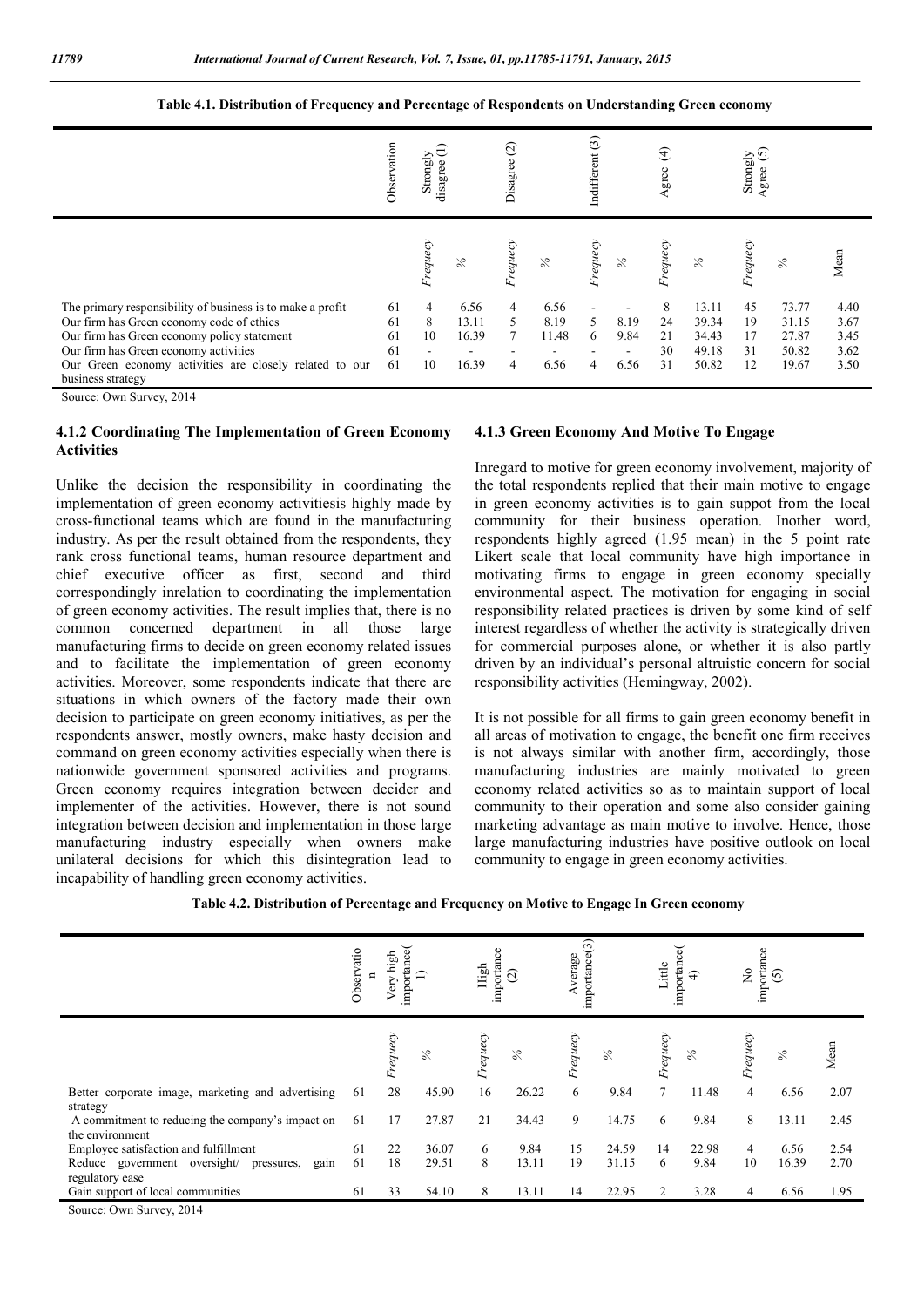**Table 4.1. Distribution of Frequency and Percentage of Respondents on Understanding Green economy**

| | Observation | Strongly disagree (1) | | Disagree (2) | | Indifferent (3) | | Agree (4) | | Strongly Agree (5) | | |
|---|---|---|---|---|---|---|---|---|---|---|---|---|
| | | *Frequecy* | *%* | *Frequecy* | *%* | *Frequecy* | *%* | *Frequecy* | *%* | *Frequecy* | *%* | Mean |
| The primary responsibility of business is to make a profit | 61 | 4 | 6.56 | 4 | 6.56 | - | - | 8 | 13.11 | 45 | 73.77 | 4.40 |
| Our firm has Green economy code of ethics | 61 | 8 | 13.11 | 5 | 8.19 | 5 | 8.19 | 24 | 39.34 | 19 | 31.15 | 3.67 |
| Our firm has Green economy policy statement | 61 | 10 | 16.39 | 7 | 11.48 | 6 | 9.84 | 21 | 34.43 | 17 | 27.87 | 3.45 |
| Our firm has Green economy activities | 61 | - | - | - | - | - | - | 30 | 49.18 | 31 | 50.82 | 3.62 |
| Our Green economy activities are closely related to our business strategy | 61 | 10 | 16.39 | 4 | 6.56 | 4 | 6.56 | 31 | 50.82 | 12 | 19.67 | 3.50 |

Source: Own Survey, 2014

### 4.1.2 Coordinating The Implementation of Green Economy Activities

Unlike the decision the responsibility in coordinating the implementation of green economy activitiesis highly made by cross-functional teams which are found in the manufacturing industry. As per the result obtained from the respondents, they rank cross functional teams, human resource department and chief executive officer as first, second and third correspondingly inrelation to coordinating the implementation of green economy activities. The result implies that, there is no common concerned department in all those large manufacturing firms to decide on green economy related issues and to facilitate the implementation of green economy activities. Moreover, some respondents indicate that there are situations in which owners of the factory made their own decision to participate on green economy initiatives, as per the respondents answer, mostly owners, make hasty decision and command on green economy activities especially when there is nationwide government sponsored activities and programs. Green economy requires integration between decider and implementer of the activities. However, there is not sound integration between decision and implementation in those large manufacturing industry especially when owners make unilateral decisions for which this disintegration lead to incapability of handling green economy activities.

### 4.1.3 Green Economy And Motive To Engage

Inregard to motive for green economy involvement, majority of the total respondents replied that their main motive to engage in green economy activities is to gain suppot from the local community for their business operation. Inother word, respondents highly agreed (1.95 mean) in the 5 point rate Likert scale that local community have high importance in motivating firms to engage in green economy specially environmental aspect. The motivation for engaging in social responsibility related practices is driven by some kind of self interest regardless of whether the activity is strategically driven for commercial purposes alone, or whether it is also partly driven by an individual's personal altruistic concern for social responsibility activities (Hemingway, 2002).

It is not possible for all firms to gain green economy benefit in all areas of motivation to engage, the benefit one firm receives is not always similar with another firm, accordingly, those manufacturing industries are mainly motivated to green economy related activities so as to maintain support of local community to their operation and some also consider gaining marketing advantage as main motive to involve. Hence, those large manufacturing industries have positive outlook on local community to engage in green economy activities.

**Table 4.2. Distribution of Percentage and Frequency on Motive to Engage In Green economy**

| | Observation | Very high importance(1) | | High importance (2) | | Average importance(3) | | Little importance(4) | | No importance (5) | | |
|---|---|---|---|---|---|---|---|---|---|---|---|---|
| | | *Frequecy* | *%* | *Frequecy* | *%* | *Frequecy* | *%* | *Frequecy* | *%* | *Frequecy* | *%* | Mean |
| Better corporate image, marketing and advertising strategy | 61 | 28 | 45.90 | 16 | 26.22 | 6 | 9.84 | 7 | 11.48 | 4 | 6.56 | 2.07 |
| A commitment to reducing the company's impact on the environment | 61 | 17 | 27.87 | 21 | 34.43 | 9 | 14.75 | 6 | 9.84 | 8 | 13.11 | 2.45 |
| Employee satisfaction and fulfillment | 61 | 22 | 36.07 | 6 | 9.84 | 15 | 24.59 | 14 | 22.98 | 4 | 6.56 | 2.54 |
| Reduce government oversight/ pressures, gain regulatory ease | 61 | 18 | 29.51 | 8 | 13.11 | 19 | 31.15 | 6 | 9.84 | 10 | 16.39 | 2.70 |
| Gain support of local communities | 61 | 33 | 54.10 | 8 | 13.11 | 14 | 22.95 | 2 | 3.28 | 4 | 6.56 | 1.95 |

Source: Own Survey, 2014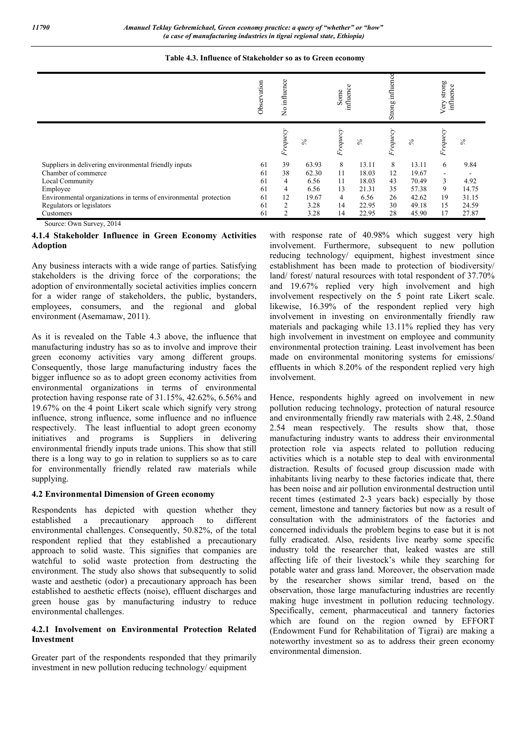**Table 4.3. Influence of Stakeholder so as to Green economy**

| | Observation | No influence | | Some influence | | Strong influence | | Very strong influence | |
|---|---|---|---|---|---|---|---|---|---|
| | | Frequecy | % | Frequecy | % | Frequecy | % | Frequecy | % |
| Suppliers in delivering environmental friendly inputs | 61 | 39 | 63.93 | 8 | 13.11 | 8 | 13.11 | 6 | 9.84 |
| Chamber of commerce | 61 | 38 | 62.30 | 11 | 18.03 | 12 | 19.67 | - | - |
| Local Community | 61 | 4 | 6.56 | 11 | 18.03 | 43 | 70.49 | 3 | 4.92 |
| Employee | 61 | 4 | 6.56 | 13 | 21.31 | 35 | 57.38 | 9 | 14.75 |
| Environmental organizations in terms of environmental protection | 61 | 12 | 19.67 | 4 | 6.56 | 26 | 42.62 | 19 | 31.15 |
| Regulators or legislators | 61 | 2 | 3.28 | 14 | 22.95 | 30 | 49.18 | 15 | 24.59 |
| Customers | 61 | 2 | 3.28 | 14 | 22.95 | 28 | 45.90 | 17 | 27.87 |

Source: Own Survey, 2014

### 4.1.4 Stakeholder Influence in Green Economy Activities Adoption

Any business interacts with a wide range of parties. Satisfying stakeholders is the driving force of the corporations; the adoption of environmentally societal activities implies concern for a wider range of stakeholders, the public, bystanders, employees, consumers, and the regional and global environment (Asemamaw, 2011).

As it is revealed on the Table 4.3 above, the influence that manufacturing industry has so as to involve and improve their green economy activities vary among different groups. Consequently, those large manufacturing industry faces the bigger influence so as to adopt green economy activities from environmental organizations in terms of environmental protection having response rate of 31.15%, 42.62%, 6.56% and 19.67% on the 4 point Likert scale which signify very strong influence, strong influence, some influence and no influence respectively. The least influential to adopt green economy initiatives and programs is Suppliers in delivering environmental friendly inputs trade unions. This show that still there is a long way to go in relation to suppliers so as to care for environmentally friendly related raw materials while supplying.

## 4.2 Environmental Dimension of Green economy

Respondents has depicted with question whether they established a precautionary approach to different environmental challenges. Consequently, 50.82%, of the total respondent replied that they established a precautionary approach to solid waste. This signifies that companies are watchful to solid waste protection from destructing the environment. The study also shows that subsequently to solid waste and aesthetic (odor) a precautionary approach has been established to aesthetic effects (noise), effluent discharges and green house gas by manufacturing industry to reduce environmental challenges.

### 4.2.1 Involvement on Environmental Protection Related Investment

Greater part of the respondents responded that they primarily investment in new pollution reducing technology/ equipment with response rate of 40.98% which suggest very high involvement. Furthermore, subsequent to new pollution reducing technology/ equipment, highest investment since establishment has been made to protection of biodiversity/ land/ forest/ natural resources with total respondent of 37.70% and 19.67% replied very high involvement and high involvement respectively on the 5 point rate Likert scale. likewise, 16.39% of the respondent replied very high involvement in investing on environmentally friendly raw materials and packaging while 13.11% replied they has very high involvement in investment on employee and community environmental protection training. Least involvement has been made on environmental monitoring systems for emissions/ effluents in which 8.20% of the respondent replied very high involvement.

Hence, respondents highly agreed on involvement in new pollution reducing technology, protection of natural resource and environmentally friendly raw materials with 2.48, 2.50and 2.54 mean respectively. The results show that, those manufacturing industry wants to address their environmental protection role via aspects related to pollution reducing activities which is a notable step to deal with environmental distraction. Results of focused group discussion made with inhabitants living nearby to these factories indicate that, there has been noise and air pollution environmental destruction until recent times (estimated 2-3 years back) especially by those cement, limestone and tannery factories but now as a result of consultation with the administrators of the factories and concerned individuals the problem begins to ease but it is not fully eradicated. Also, residents live nearby some specific industry told the researcher that, leaked wastes are still affecting life of their livestock's while they searching for potable water and grass land. Moreover, the observation made by the researcher shows similar trend, based on the observation, those large manufacturing industries are recently making huge investment in pollution reducing technology. Specifically, cement, pharmaceutical and tannery factories which are found on the region owned by EFFORT (Endowment Fund for Rehabilitation of Tigrai) are making a noteworthy investment so as to address their green economy environmental dimension.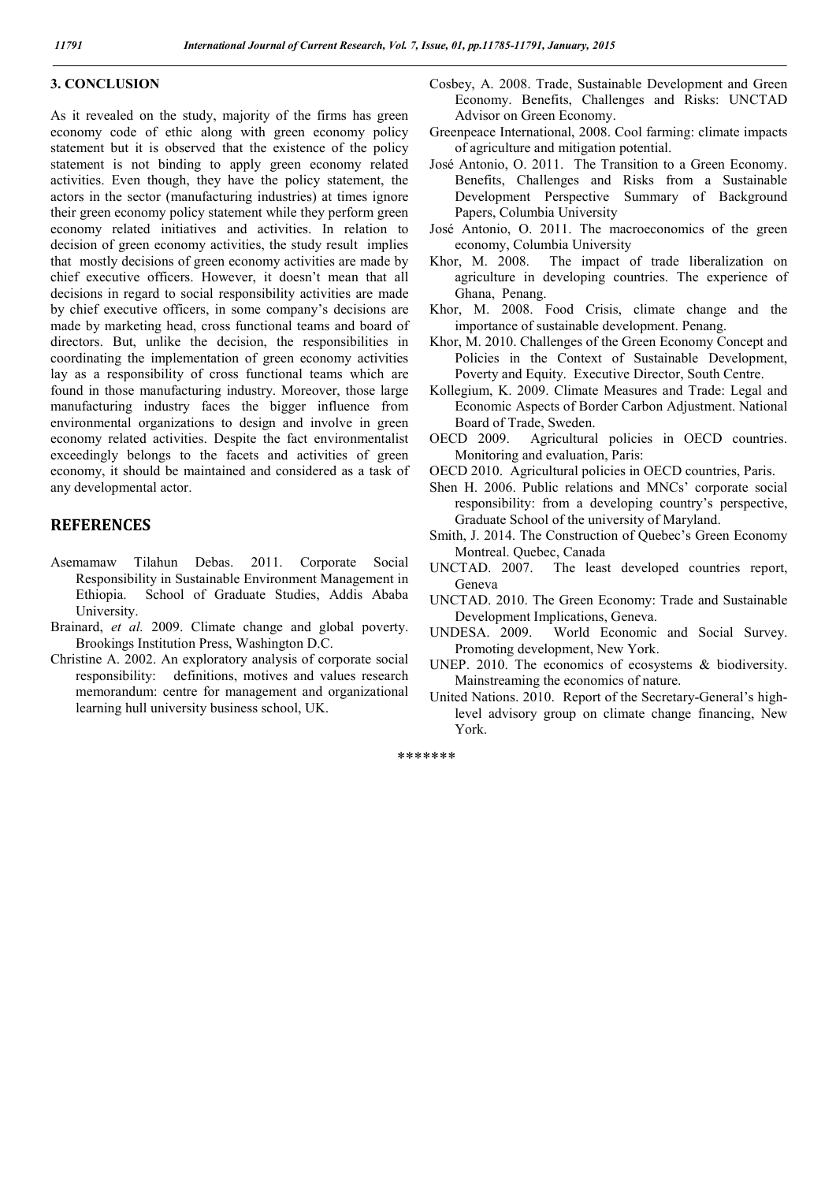## 3. CONCLUSION

As it revealed on the study, majority of the firms has green economy code of ethic along with green economy policy statement but it is observed that the existence of the policy statement is not binding to apply green economy related activities. Even though, they have the policy statement, the actors in the sector (manufacturing industries) at times ignore their green economy policy statement while they perform green economy related initiatives and activities. In relation to decision of green economy activities, the study result implies that mostly decisions of green economy activities are made by chief executive officers. However, it doesn't mean that all decisions in regard to social responsibility activities are made by chief executive officers, in some company's decisions are made by marketing head, cross functional teams and board of directors. But, unlike the decision, the responsibilities in coordinating the implementation of green economy activities lay as a responsibility of cross functional teams which are found in those manufacturing industry. Moreover, those large manufacturing industry faces the bigger influence from environmental organizations to design and involve in green economy related activities. Despite the fact environmentalist exceedingly belongs to the facets and activities of green economy, it should be maintained and considered as a task of any developmental actor.

## REFERENCES

Asemamaw Tilahun Debas. 2011. Corporate Social Responsibility in Sustainable Environment Management in Ethiopia. School of Graduate Studies, Addis Ababa University.

Brainard, *et al.* 2009. Climate change and global poverty. Brookings Institution Press, Washington D.C.

Christine A. 2002. An exploratory analysis of corporate social responsibility: definitions, motives and values research memorandum: centre for management and organizational learning hull university business school, UK.

Cosbey, A. 2008. Trade, Sustainable Development and Green Economy. Benefits, Challenges and Risks: UNCTAD Advisor on Green Economy.

Greenpeace International, 2008. Cool farming: climate impacts of agriculture and mitigation potential.

José Antonio, O. 2011. The Transition to a Green Economy. Benefits, Challenges and Risks from a Sustainable Development Perspective Summary of Background Papers, Columbia University

José Antonio, O. 2011. The macroeconomics of the green economy, Columbia University

Khor, M. 2008. The impact of trade liberalization on agriculture in developing countries. The experience of Ghana, Penang.

Khor, M. 2008. Food Crisis, climate change and the importance of sustainable development. Penang.

Khor, M. 2010. Challenges of the Green Economy Concept and Policies in the Context of Sustainable Development, Poverty and Equity. Executive Director, South Centre.

Kollegium, K. 2009. Climate Measures and Trade: Legal and Economic Aspects of Border Carbon Adjustment. National Board of Trade, Sweden.

OECD 2009. Agricultural policies in OECD countries. Monitoring and evaluation, Paris:

OECD 2010. Agricultural policies in OECD countries, Paris.

Shen H. 2006. Public relations and MNCs' corporate social responsibility: from a developing country's perspective, Graduate School of the university of Maryland.

Smith, J. 2014. The Construction of Quebec's Green Economy Montreal. Quebec, Canada

UNCTAD. 2007. The least developed countries report, Geneva

UNCTAD. 2010. The Green Economy: Trade and Sustainable Development Implications, Geneva.

UNDESA. 2009. World Economic and Social Survey. Promoting development, New York.

UNEP. 2010. The economics of ecosystems & biodiversity. Mainstreaming the economics of nature.

United Nations. 2010. Report of the Secretary-General's high-level advisory group on climate change financing, New York.

*******